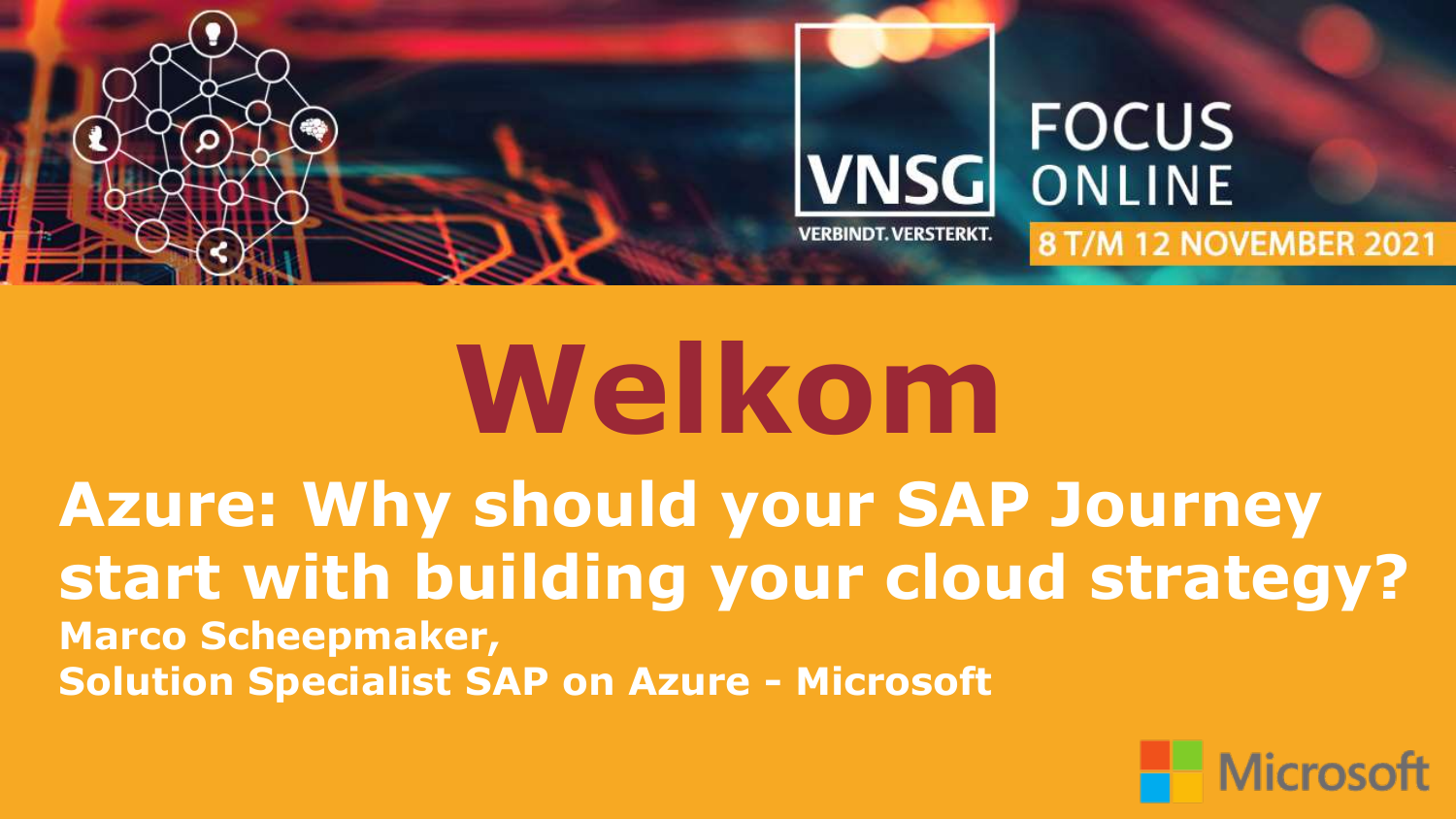VNSG

VERBINDT. VERSTERKT.

FOCUS ONLINE

8 T/M 12 NOVEMBER 2021

# Welkom

## Azure: Why should your SAP Journey start with building your cloud strategy?

**Marco Scheepmaker,**
**Solution Specialist SAP on Azure - Microsoft**

Microsoft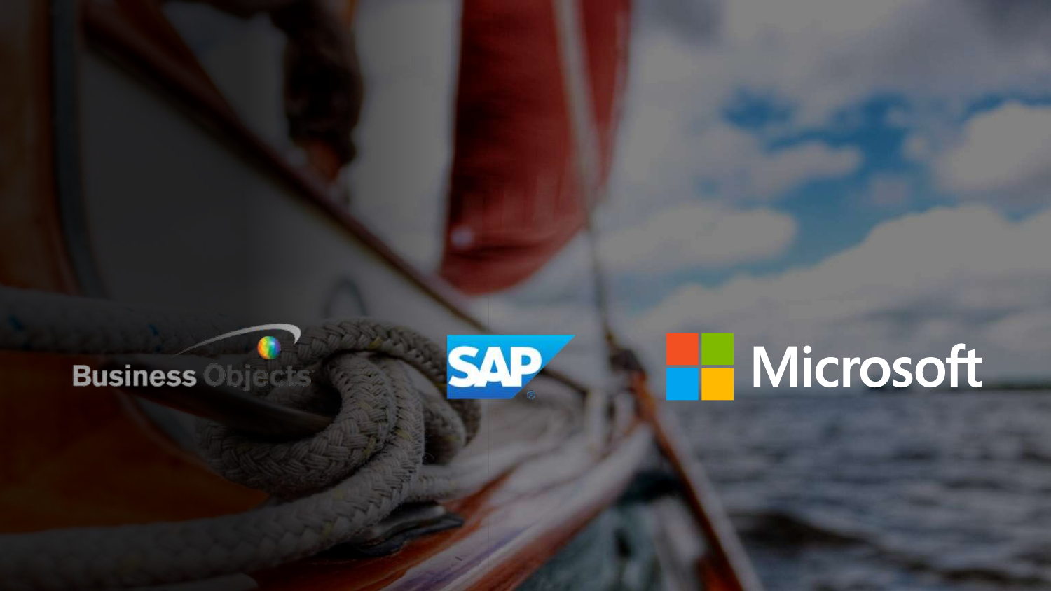Business Objects

SAP

Microsoft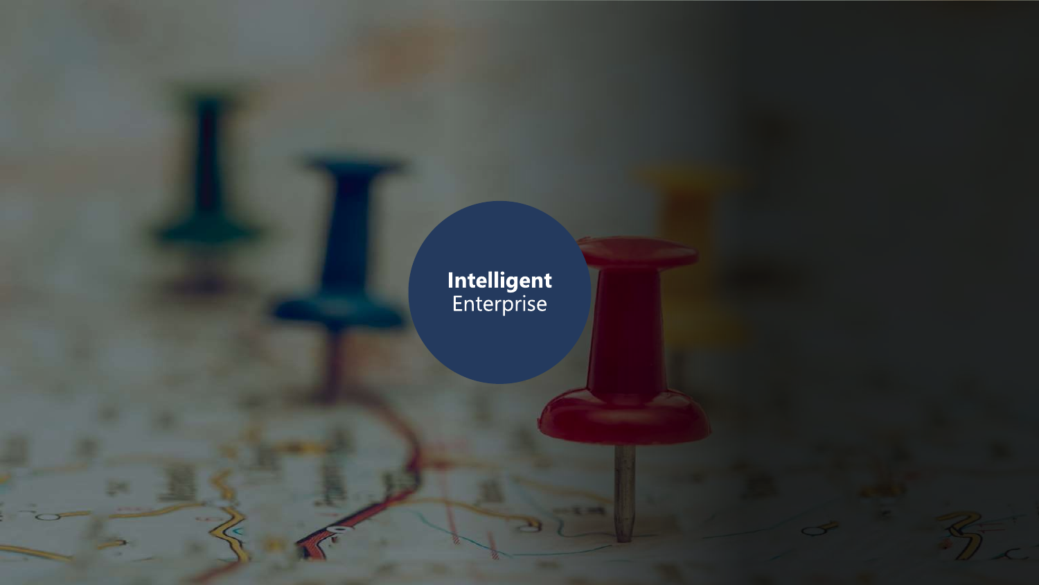**Intelligent**
Enterprise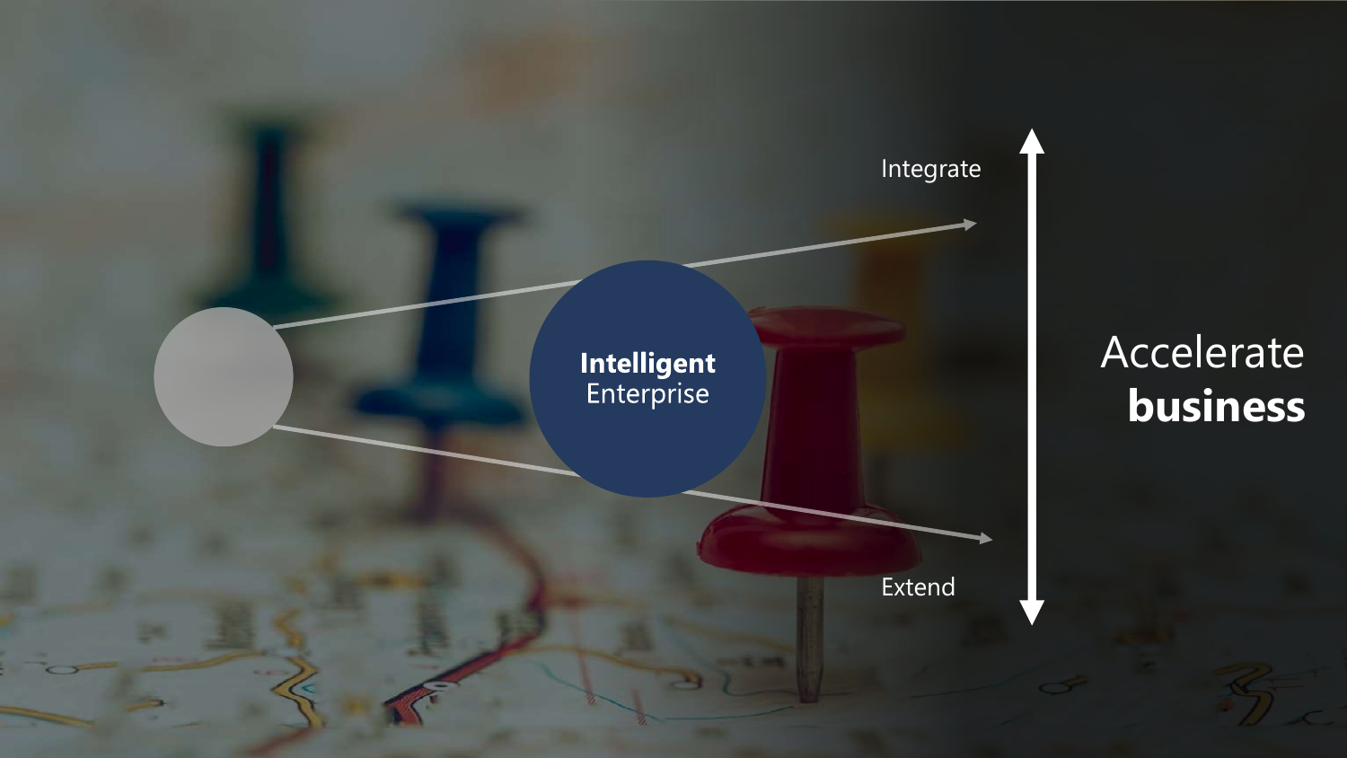**Intelligent** Enterprise

Integrate

Extend

Accelerate **business**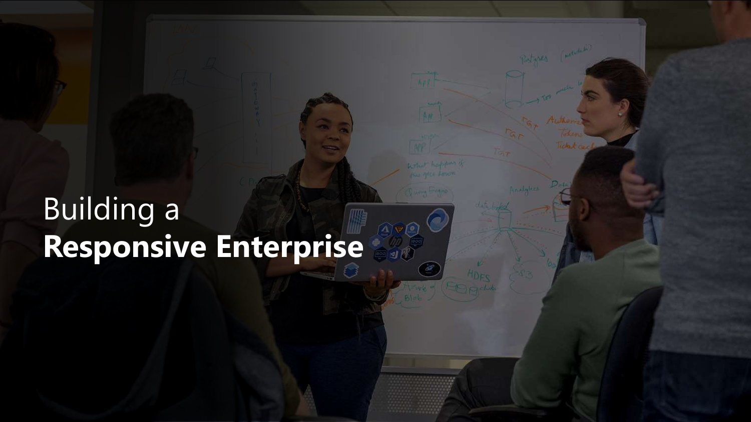# Building a **Responsive Enterprise**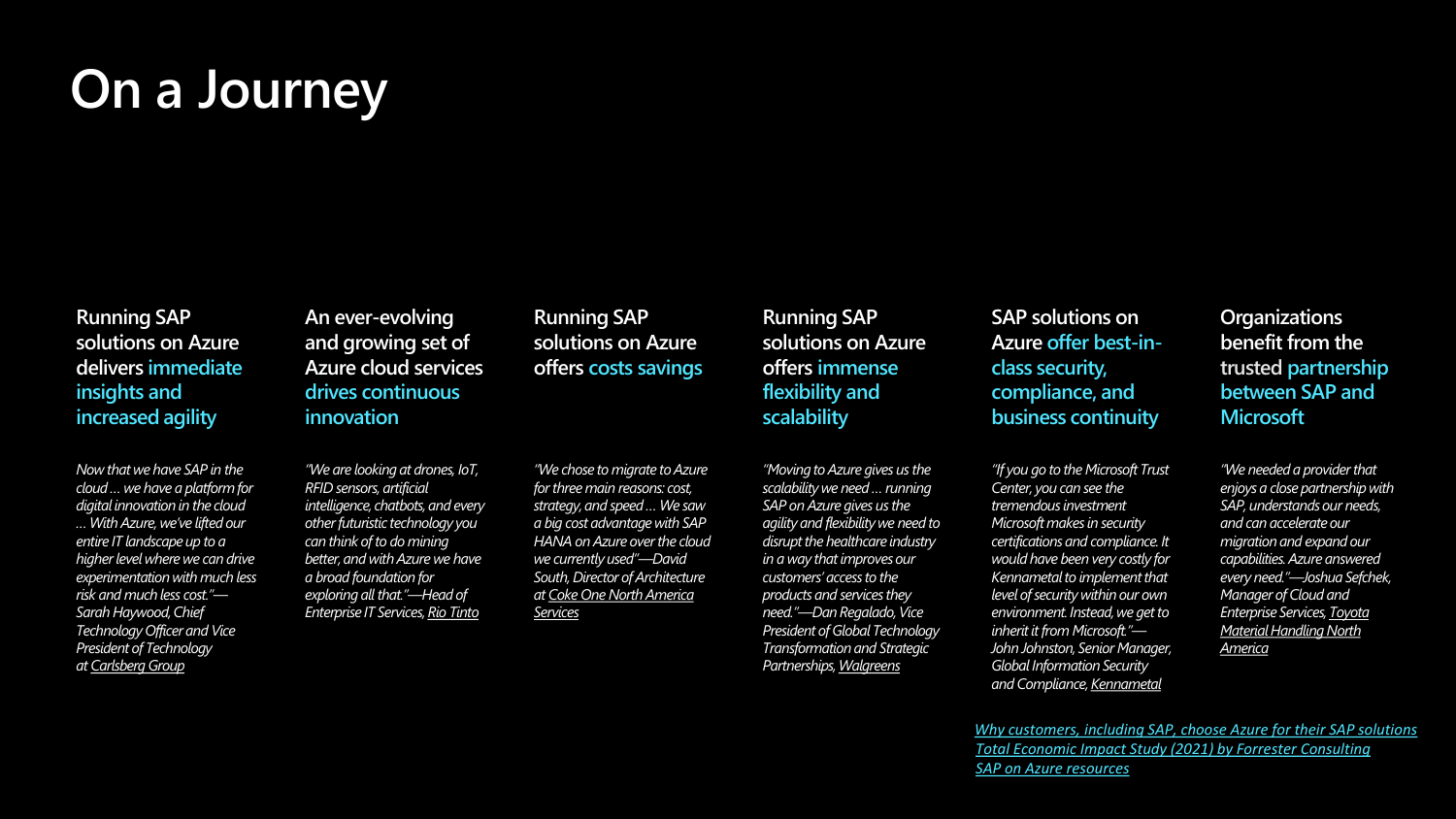# On a Journey

### Running SAP solutions on Azure delivers immediate insights and increased agility

*Now that we have SAP in the cloud … we have a platform for digital innovation in the cloud … With Azure, we've lifted our entire IT landscape up to a higher level where we can drive experimentation with much less risk and much less cost."—Sarah Haywood, Chief Technology Officer and Vice President of Technology at Carlsberg Group*

### An ever-evolving and growing set of Azure cloud services drives continuous innovation

*"We are looking at drones, IoT, RFID sensors, artificial intelligence, chatbots, and every other futuristic technology you can think of to do mining better, and with Azure we have a broad foundation for exploring all that."—Head of Enterprise IT Services, Rio Tinto*

### Running SAP solutions on Azure offers costs savings

*"We chose to migrate to Azure for three main reasons: cost, strategy, and speed … We saw a big cost advantage with SAP HANA on Azure over the cloud we currently used"—David South, Director of Architecture at Coke One North America Services*

### Running SAP solutions on Azure offers immense flexibility and scalability

*"Moving to Azure gives us the scalability we need … running SAP on Azure gives us the agility and flexibility we need to disrupt the healthcare industry in a way that improves our customers' access to the products and services they need."—Dan Regalado, Vice President of Global Technology Transformation and Strategic Partnerships, Walgreens*

### SAP solutions on Azure offer best-in-class security, compliance, and business continuity

*"If you go to the Microsoft Trust Center, you can see the tremendous investment Microsoft makes in security certifications and compliance. It would have been very costly for Kennametal to implement that level of security within our own environment. Instead, we get to inherit it from Microsoft."—John Johnston, Senior Manager, Global Information Security and Compliance, Kennametal*

### Organizations benefit from the trusted partnership between SAP and Microsoft

*"We needed a provider that enjoys a close partnership with SAP, understands our needs, and can accelerate our migration and expand our capabilities. Azure answered every need."—Joshua Sefchek, Manager of Cloud and Enterprise Services, Toyota Material Handling North America*

*Why customers, including SAP, choose Azure for their SAP solutions*
*Total Economic Impact Study (2021) by Forrester Consulting*
*SAP on Azure resources*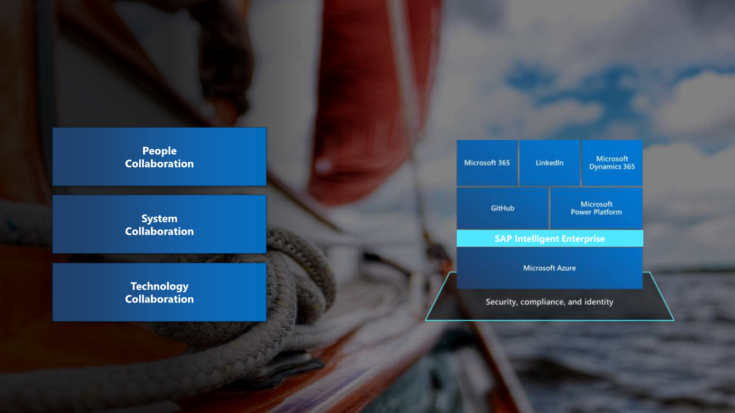**People Collaboration**

**System Collaboration**

**Technology Collaboration**

| Microsoft 365 | LinkedIn | Microsoft Dynamics 365 |
|---|---|---|
| GitHub | Microsoft Power Platform | |

**SAP Intelligent Enterprise**

Microsoft Azure

Security, compliance, and identity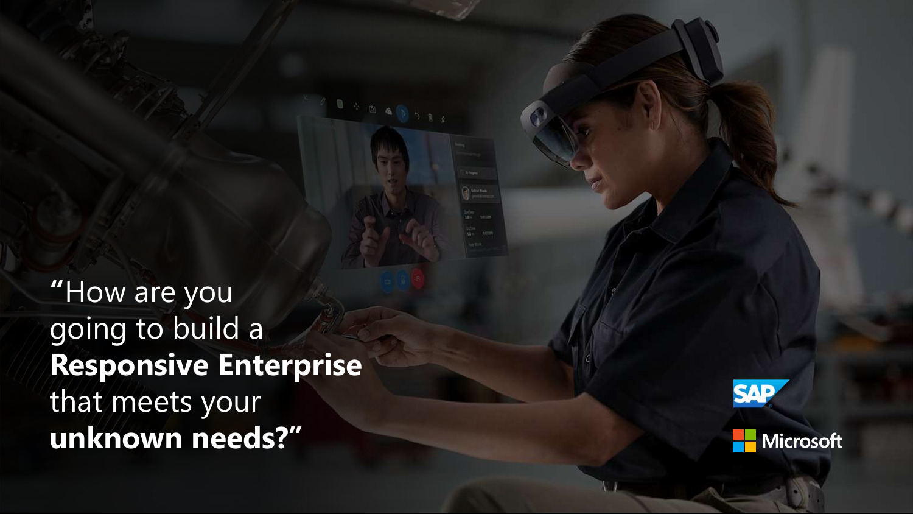"How are you going to build a **Responsive Enterprise** that meets your **unknown needs?"**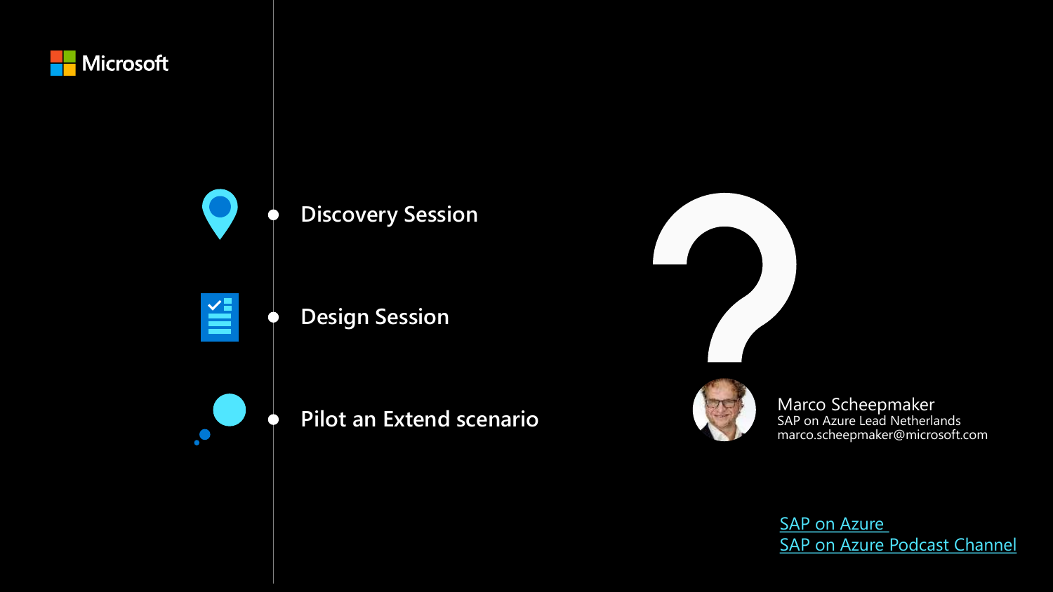Microsoft

- Discovery Session
- Design Session
- Pilot an Extend scenario

?

Marco Scheepmaker
SAP on Azure Lead Netherlands
marco.scheepmaker@microsoft.com

SAP on Azure
SAP on Azure Podcast Channel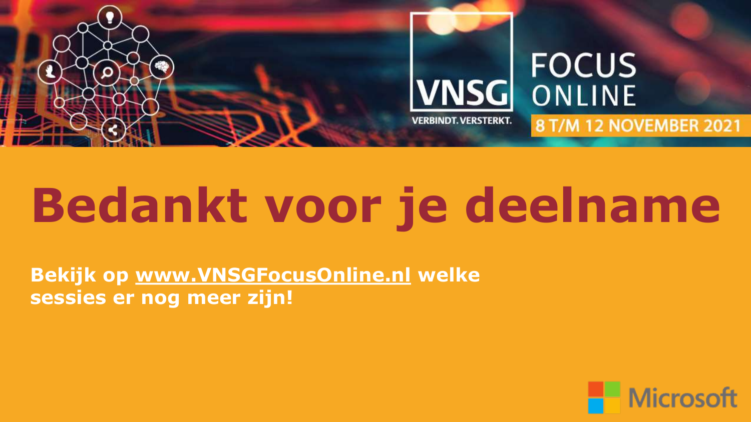VNSG

VERBINDT. VERSTERKT.

FOCUS ONLINE

8 T/M 12 NOVEMBER 2021

# Bedankt voor je deelname

**Bekijk op www.VNSGFocusOnline.nl welke sessies er nog meer zijn!**

Microsoft